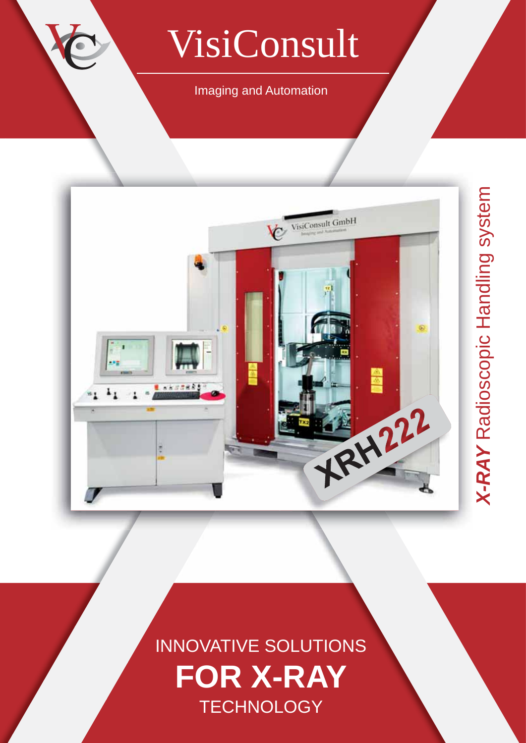# VisiConsult

Imaging and Automation

*X-RAY* Radioscopic Handling system

XRH222

INNOVATIVE SOLUTIONS

**FOR X-RAY**

TECHNOLOGY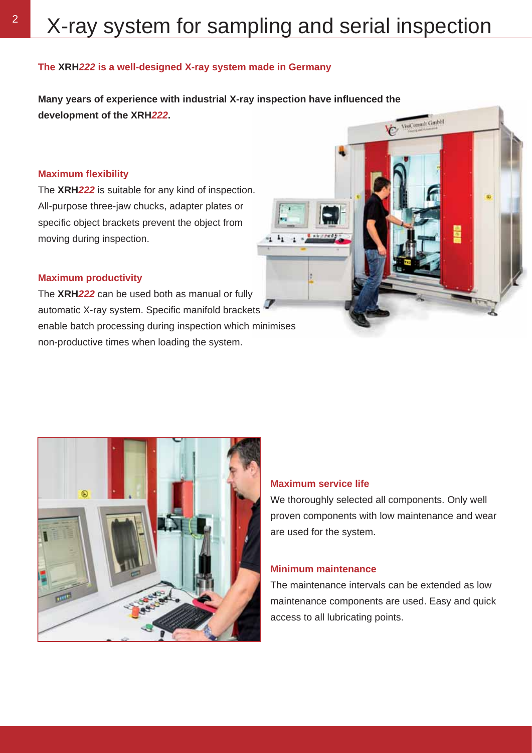# X-ray system for sampling and serial inspection

## The **XRH***222* is a well-designed X-ray system made in Germany

**Many years of experience with industrial X-ray inspection have influenced the development of the XRH*222*.**

### Maximum flexibility

The **XRH***222* is suitable for any kind of inspection. All-purpose three-jaw chucks, adapter plates or specific object brackets prevent the object from moving during inspection.

### Maximum productivity

The **XRH***222* can be used both as manual or fully automatic X-ray system. Specific manifold brackets enable batch processing during inspection which minimises non-productive times when loading the system.

### Maximum service life

We thoroughly selected all components. Only well proven components with low maintenance and wear are used for the system.

### Minimum maintenance

The maintenance intervals can be extended as low maintenance components are used. Easy and quick access to all lubricating points.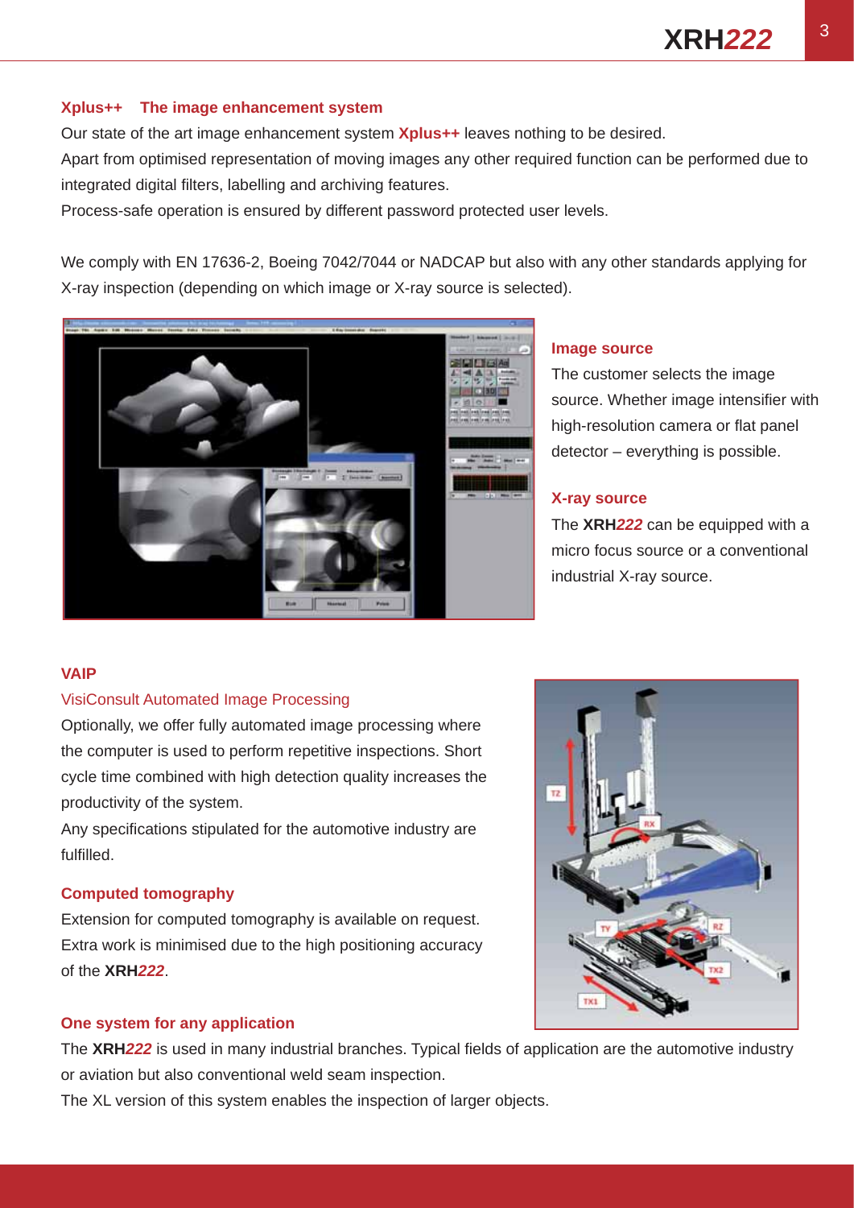### Xplus++ The image enhancement system

Our state of the art image enhancement system **Xplus++** leaves nothing to be desired.
Apart from optimised representation of moving images any other required function can be performed due to integrated digital filters, labelling and archiving features.
Process-safe operation is ensured by different password protected user levels.

We comply with EN 17636-2, Boeing 7042/7044 or NADCAP but also with any other standards applying for X-ray inspection (depending on which image or X-ray source is selected).

### Image source

The customer selects the image source. Whether image intensifier with high-resolution camera or flat panel detector – everything is possible.

### X-ray source

The **XRH*222*** can be equipped with a micro focus source or a conventional industrial X-ray source.

### VAIP

VisiConsult Automated Image Processing

Optionally, we offer fully automated image processing where the computer is used to perform repetitive inspections. Short cycle time combined with high detection quality increases the productivity of the system.
Any specifications stipulated for the automotive industry are fulfilled.

### Computed tomography

Extension for computed tomography is available on request. Extra work is minimised due to the high positioning accuracy of the **XRH*222***.

### One system for any application

The **XRH*222*** is used in many industrial branches. Typical fields of application are the automotive industry or aviation but also conventional weld seam inspection.
The XL version of this system enables the inspection of larger objects.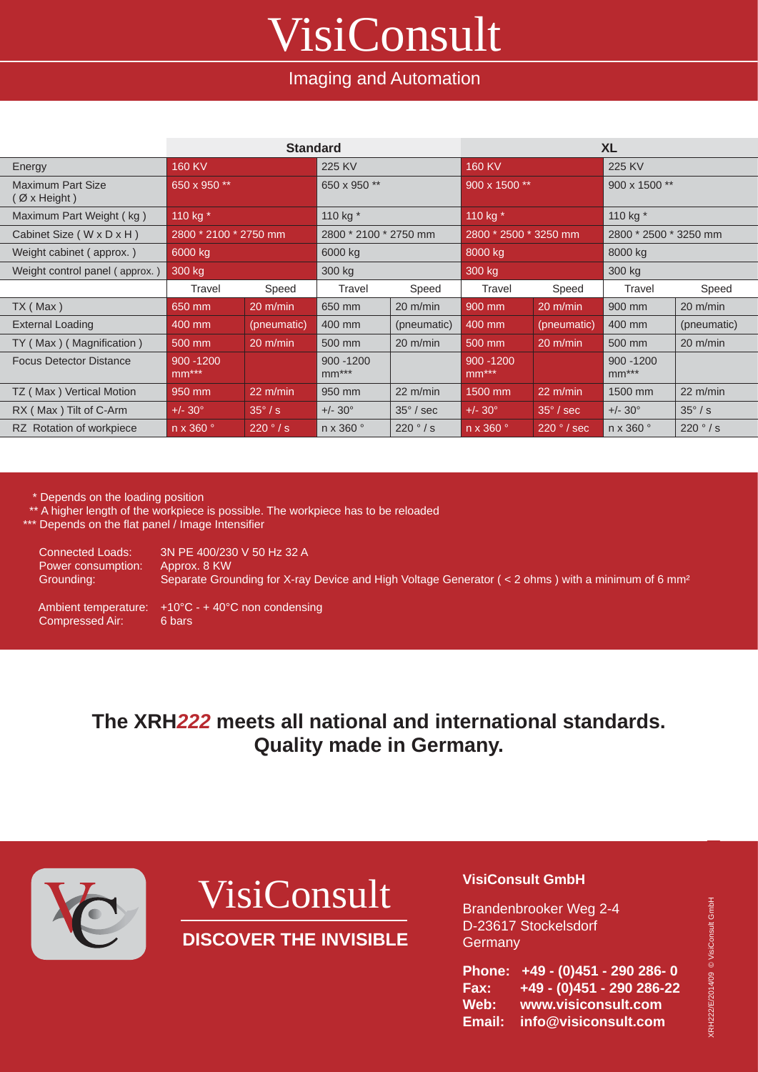# VisiConsult

## Imaging and Automation

| | Standard | | | | XL | | | |
|---|---|---|---|---|---|---|---|---|
| Energy | 160 KV | | 225 KV | | 160 KV | | 225 KV | |
| Maximum Part Size ( Ø x Height ) | 650 x 950 ** | | 650 x 950 ** | | 900 x 1500 ** | | 900 x 1500 ** | |
| Maximum Part Weight ( kg ) | 110 kg * | | 110 kg * | | 110 kg * | | 110 kg * | |
| Cabinet Size ( W x D x H ) | 2800 * 2100 * 2750 mm | | 2800 * 2100 * 2750 mm | | 2800 * 2500 * 3250 mm | | 2800 * 2500 * 3250 mm | |
| Weight cabinet ( approx. ) | 6000 kg | | 6000 kg | | 8000 kg | | 8000 kg | |
| Weight control panel ( approx. ) | 300 kg | | 300 kg | | 300 kg | | 300 kg | |
| | Travel | Speed | Travel | Speed | Travel | Speed | Travel | Speed |
| TX ( Max ) | 650 mm | 20 m/min | 650 mm | 20 m/min | 900 mm | 20 m/min | 900 mm | 20 m/min |
| External Loading | 400 mm | (pneumatic) | 400 mm | (pneumatic) | 400 mm | (pneumatic) | 400 mm | (pneumatic) |
| TY ( Max ) ( Magnification ) | 500 mm | 20 m/min | 500 mm | 20 m/min | 500 mm | 20 m/min | 500 mm | 20 m/min |
| Focus Detector Distance | 900 -1200 mm*** | | 900 -1200 mm*** | | 900 -1200 mm*** | | 900 -1200 mm*** | |
| TZ ( Max ) Vertical Motion | 950 mm | 22 m/min | 950 mm | 22 m/min | 1500 mm | 22 m/min | 1500 mm | 22 m/min |
| RX ( Max ) Tilt of C-Arm | +/- 30° | 35° / s | +/- 30° | 35° / sec | +/- 30° | 35° / sec | +/- 30° | 35° / s |
| RZ Rotation of workpiece | n x 360 ° | 220 ° / s | n x 360 ° | 220 ° / s | n x 360 ° | 220 ° / sec | n x 360 ° | 220 ° / s |

\* Depends on the loading position
\*\* A higher length of the workpiece is possible. The workpiece has to be reloaded
\*\*\* Depends on the flat panel / Image Intensifier

Connected Loads: 3N PE 400/230 V 50 Hz 32 A
Power consumption: Approx. 8 KW
Grounding: Separate Grounding for X-ray Device and High Voltage Generator ( < 2 ohms ) with a minimum of 6 mm²

Ambient temperature: +10°C - + 40°C non condensing
Compressed Air: 6 bars

**The XRH*222* meets all national and international standards.**
**Quality made in Germany.**

VisiConsult

**DISCOVER THE INVISIBLE**

**VisiConsult GmbH**

Brandenbrooker Weg 2-4
D-23617 Stockelsdorf
Germany

**Phone:** **+49 - (0)451 - 290 286- 0**
**Fax:** **+49 - (0)451 - 290 286-22**
**Web:** **www.visiconsult.com**
**Email:** **info@visiconsult.com**

XRH222/E/2014/09 © VisiConsult GmbH